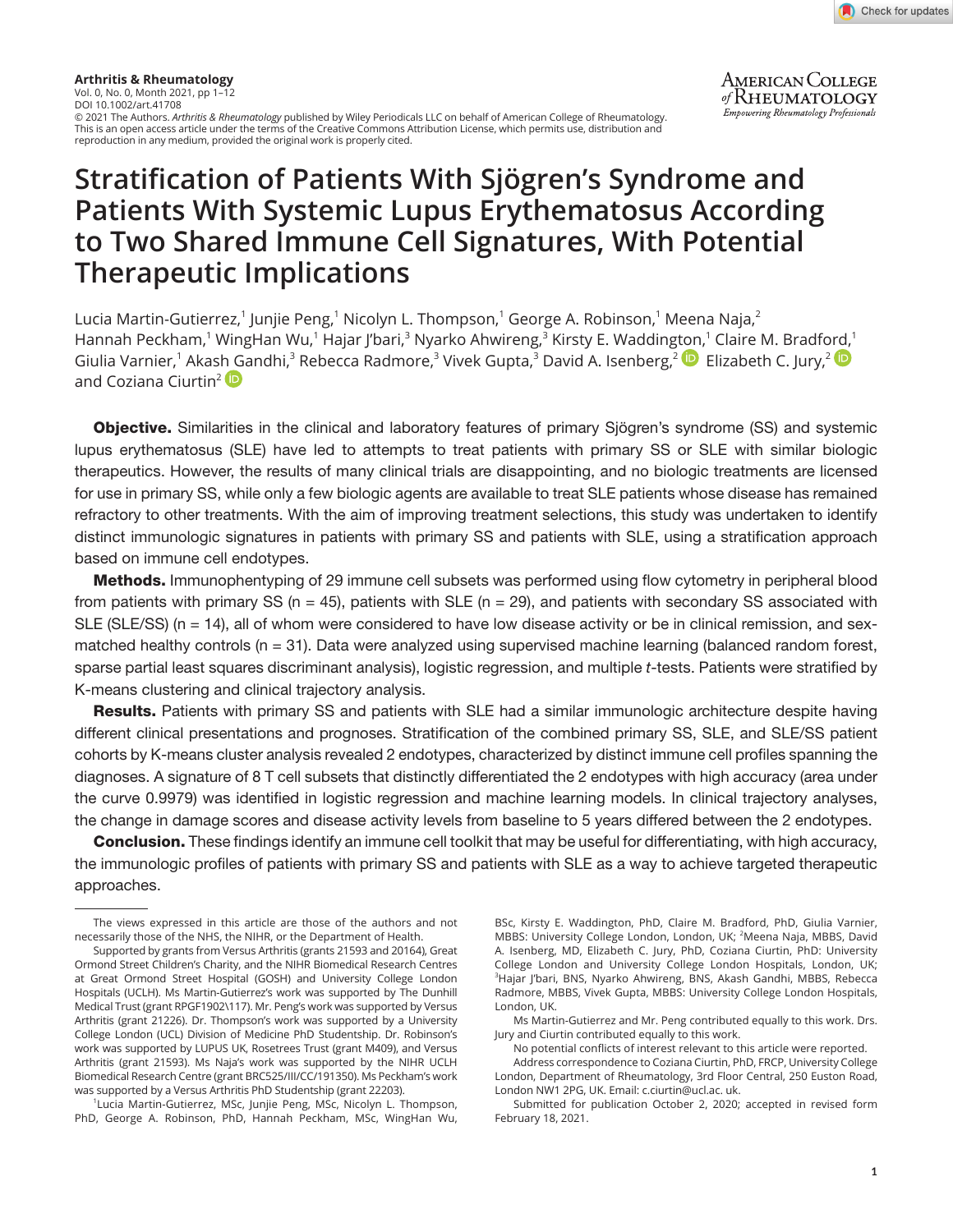# Stratification of Patients With Sjögren's Syndrome and Patients With Systemic Lupus Erythematosus According to Two Shared Immune Cell Signatures, With Potential Therapeutic Implications

Lucia Martin-Gutierrez,[1] Junjie Peng,[1] Nicolyn L. Thompson,[1] George A. Robinson,[1] Meena Naja,[2] Hannah Peckham,[1] WingHan Wu,[1] Hajar J'bari,[3] Nyarko Ahwireng,[3] Kirsty E. Waddington,[1] Claire M. Bradford,[1] Giulia Varnier,[1] Akash Gandhi,[3] Rebecca Radmore,[3] Vivek Gupta,[3] David A. Isenberg,[2] Elizabeth C. Jury,[2] and Coziana Ciurtin[2]

**Objective.** Similarities in the clinical and laboratory features of primary Sjögren's syndrome (SS) and systemic lupus erythematosus (SLE) have led to attempts to treat patients with primary SS or SLE with similar biologic therapeutics. However, the results of many clinical trials are disappointing, and no biologic treatments are licensed for use in primary SS, while only a few biologic agents are available to treat SLE patients whose disease has remained refractory to other treatments. With the aim of improving treatment selections, this study was undertaken to identify distinct immunologic signatures in patients with primary SS and patients with SLE, using a stratification approach based on immune cell endotypes.

**Methods.** Immunophentyping of 29 immune cell subsets was performed using flow cytometry in peripheral blood from patients with primary SS (n = 45), patients with SLE (n = 29), and patients with secondary SS associated with SLE (SLE/SS) (n = 14), all of whom were considered to have low disease activity or be in clinical remission, and sex-matched healthy controls (n = 31). Data were analyzed using supervised machine learning (balanced random forest, sparse partial least squares discriminant analysis), logistic regression, and multiple *t*-tests. Patients were stratified by K-means clustering and clinical trajectory analysis.

**Results.** Patients with primary SS and patients with SLE had a similar immunologic architecture despite having different clinical presentations and prognoses. Stratification of the combined primary SS, SLE, and SLE/SS patient cohorts by K-means cluster analysis revealed 2 endotypes, characterized by distinct immune cell profiles spanning the diagnoses. A signature of 8 T cell subsets that distinctly differentiated the 2 endotypes with high accuracy (area under the curve 0.9979) was identified in logistic regression and machine learning models. In clinical trajectory analyses, the change in damage scores and disease activity levels from baseline to 5 years differed between the 2 endotypes.

**Conclusion.** These findings identify an immune cell toolkit that may be useful for differentiating, with high accuracy, the immunologic profiles of patients with primary SS and patients with SLE as a way to achieve targeted therapeutic approaches.

---

The views expressed in this article are those of the authors and not necessarily those of the NHS, the NIHR, or the Department of Health.

Supported by grants from Versus Arthritis (grants 21593 and 20164), Great Ormond Street Children's Charity, and the NIHR Biomedical Research Centres at Great Ormond Street Hospital (GOSH) and University College London Hospitals (UCLH). Ms Martin-Gutierrez's work was supported by The Dunhill Medical Trust (grant RPGF1902\117). Mr. Peng's work was supported by Versus Arthritis (grant 21226). Dr. Thompson's work was supported by a University College London (UCL) Division of Medicine PhD Studentship. Dr. Robinson's work was supported by LUPUS UK, Rosetrees Trust (grant M409), and Versus Arthritis (grant 21593). Ms Naja's work was supported by the NIHR UCLH Biomedical Research Centre (grant BRC525/III/CC/191350). Ms Peckham's work was supported by a Versus Arthritis PhD Studentship (grant 22203).

[1]Lucia Martin-Gutierrez, MSc, Junjie Peng, MSc, Nicolyn L. Thompson, PhD, George A. Robinson, PhD, Hannah Peckham, MSc, WingHan Wu, BSc, Kirsty E. Waddington, PhD, Claire M. Bradford, PhD, Giulia Varnier, MBBS: University College London, London, UK; [2]Meena Naja, MBBS, David A. Isenberg, MD, Elizabeth C. Jury, PhD, Coziana Ciurtin, PhD: University College London and University College London Hospitals, London, UK; [3]Hajar J'bari, BNS, Nyarko Ahwireng, BNS, Akash Gandhi, MBBS, Rebecca Radmore, MBBS, Vivek Gupta, MBBS: University College London Hospitals, London, UK.

Ms Martin-Gutierrez and Mr. Peng contributed equally to this work. Drs. Jury and Ciurtin contributed equally to this work.

No potential conflicts of interest relevant to this article were reported.

Address correspondence to Coziana Ciurtin, PhD, FRCP, University College London, Department of Rheumatology, 3rd Floor Central, 250 Euston Road, London NW1 2PG, UK. Email: c.ciurtin@ucl.ac. uk.

Submitted for publication October 2, 2020; accepted in revised form February 18, 2021.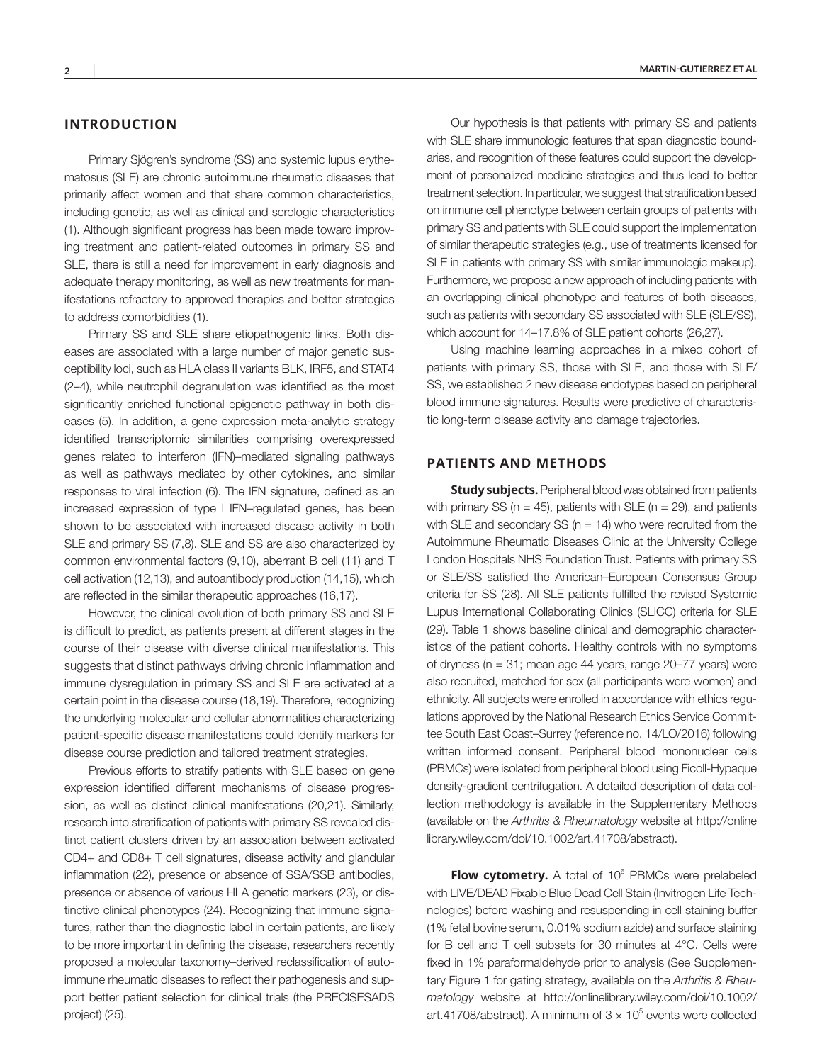## INTRODUCTION

Primary Sjögren's syndrome (SS) and systemic lupus erythematosus (SLE) are chronic autoimmune rheumatic diseases that primarily affect women and that share common characteristics, including genetic, as well as clinical and serologic characteristics (1). Although significant progress has been made toward improving treatment and patient-related outcomes in primary SS and SLE, there is still a need for improvement in early diagnosis and adequate therapy monitoring, as well as new treatments for manifestations refractory to approved therapies and better strategies to address comorbidities (1).

Primary SS and SLE share etiopathogenic links. Both diseases are associated with a large number of major genetic susceptibility loci, such as HLA class II variants BLK, IRF5, and STAT4 (2–4), while neutrophil degranulation was identified as the most significantly enriched functional epigenetic pathway in both diseases (5). In addition, a gene expression meta-analytic strategy identified transcriptomic similarities comprising overexpressed genes related to interferon (IFN)–mediated signaling pathways as well as pathways mediated by other cytokines, and similar responses to viral infection (6). The IFN signature, defined as an increased expression of type I IFN–regulated genes, has been shown to be associated with increased disease activity in both SLE and primary SS (7,8). SLE and SS are also characterized by common environmental factors (9,10), aberrant B cell (11) and T cell activation (12,13), and autoantibody production (14,15), which are reflected in the similar therapeutic approaches (16,17).

However, the clinical evolution of both primary SS and SLE is difficult to predict, as patients present at different stages in the course of their disease with diverse clinical manifestations. This suggests that distinct pathways driving chronic inflammation and immune dysregulation in primary SS and SLE are activated at a certain point in the disease course (18,19). Therefore, recognizing the underlying molecular and cellular abnormalities characterizing patient-specific disease manifestations could identify markers for disease course prediction and tailored treatment strategies.

Previous efforts to stratify patients with SLE based on gene expression identified different mechanisms of disease progression, as well as distinct clinical manifestations (20,21). Similarly, research into stratification of patients with primary SS revealed distinct patient clusters driven by an association between activated CD4+ and CD8+ T cell signatures, disease activity and glandular inflammation (22), presence or absence of SSA/SSB antibodies, presence or absence of various HLA genetic markers (23), or distinctive clinical phenotypes (24). Recognizing that immune signatures, rather than the diagnostic label in certain patients, are likely to be more important in defining the disease, researchers recently proposed a molecular taxonomy–derived reclassification of autoimmune rheumatic diseases to reflect their pathogenesis and support better patient selection for clinical trials (the PRECISESADS project) (25).

Our hypothesis is that patients with primary SS and patients with SLE share immunologic features that span diagnostic boundaries, and recognition of these features could support the development of personalized medicine strategies and thus lead to better treatment selection. In particular, we suggest that stratification based on immune cell phenotype between certain groups of patients with primary SS and patients with SLE could support the implementation of similar therapeutic strategies (e.g., use of treatments licensed for SLE in patients with primary SS with similar immunologic makeup). Furthermore, we propose a new approach of including patients with an overlapping clinical phenotype and features of both diseases, such as patients with secondary SS associated with SLE (SLE/SS), which account for 14–17.8% of SLE patient cohorts (26,27).

Using machine learning approaches in a mixed cohort of patients with primary SS, those with SLE, and those with SLE/SS, we established 2 new disease endotypes based on peripheral blood immune signatures. Results were predictive of characteristic long-term disease activity and damage trajectories.

## PATIENTS AND METHODS

**Study subjects.** Peripheral blood was obtained from patients with primary SS (n = 45), patients with SLE (n = 29), and patients with SLE and secondary SS (n = 14) who were recruited from the Autoimmune Rheumatic Diseases Clinic at the University College London Hospitals NHS Foundation Trust. Patients with primary SS or SLE/SS satisfied the American–European Consensus Group criteria for SS (28). All SLE patients fulfilled the revised Systemic Lupus International Collaborating Clinics (SLICC) criteria for SLE (29). Table 1 shows baseline clinical and demographic characteristics of the patient cohorts. Healthy controls with no symptoms of dryness (n = 31; mean age 44 years, range 20–77 years) were also recruited, matched for sex (all participants were women) and ethnicity. All subjects were enrolled in accordance with ethics regulations approved by the National Research Ethics Service Committee South East Coast–Surrey (reference no. 14/LO/2016) following written informed consent. Peripheral blood mononuclear cells (PBMCs) were isolated from peripheral blood using Ficoll-Hypaque density-gradient centrifugation. A detailed description of data collection methodology is available in the Supplementary Methods (available on the *Arthritis & Rheumatology* website at http://onlinelibrary.wiley.com/doi/10.1002/art.41708/abstract).

**Flow cytometry.** A total of $10^6$ PBMCs were prelabeled with LIVE/DEAD Fixable Blue Dead Cell Stain (Invitrogen Life Technologies) before washing and resuspending in cell staining buffer (1% fetal bovine serum, 0.01% sodium azide) and surface staining for B cell and T cell subsets for 30 minutes at 4°C. Cells were fixed in 1% paraformaldehyde prior to analysis (See Supplementary Figure 1 for gating strategy, available on the *Arthritis & Rheumatology* website at http://onlinelibrary.wiley.com/doi/10.1002/art.41708/abstract). A minimum of $3 \times 10^5$ events were collected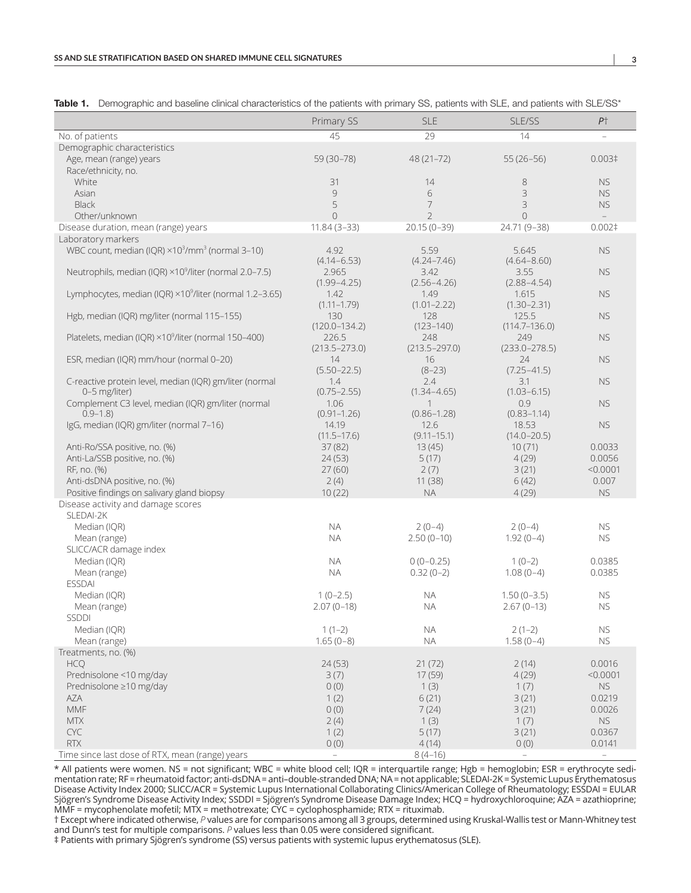**Table 1.** Demographic and baseline clinical characteristics of the patients with primary SS, patients with SLE, and patients with SLE/SS*

| | Primary SS | SLE | SLE/SS | P† |
|---|---|---|---|---|
| No. of patients | 45 | 29 | 14 | – |
| Demographic characteristics | | | | |
| Age, mean (range) years | 59 (30–78) | 48 (21–72) | 55 (26–56) | 0.003‡ |
| Race/ethnicity, no. | | | | |
| White | 31 | 14 | 8 | NS |
| Asian | 9 | 6 | 3 | NS |
| Black | 5 | 7 | 3 | NS |
| Other/unknown | 0 | 2 | 0 | – |
| Disease duration, mean (range) years | 11.84 (3–33) | 20.15 (0–39) | 24.71 (9–38) | 0.002‡ |
| Laboratory markers | | | | |
| WBC count, median (IQR) $\times 10^3$/mm$^3$ (normal 3–10) | 4.92 (4.14–6.53) | 5.59 (4.24–7.46) | 5.645 (4.64–8.60) | NS |
| Neutrophils, median (IQR) $\times 10^9$/liter (normal 2.0–7.5) | 2.965 (1.99–4.25) | 3.42 (2.56–4.26) | 3.55 (2.88–4.54) | NS |
| Lymphocytes, median (IQR) $\times 10^9$/liter (normal 1.2–3.65) | 1.42 (1.11–1.79) | 1.49 (1.01–2.22) | 1.615 (1.30–2.31) | NS |
| Hgb, median (IQR) mg/liter (normal 115–155) | 130 (120.0–134.2) | 128 (123–140) | 125.5 (114.7–136.0) | NS |
| Platelets, median (IQR) $\times 10^9$/liter (normal 150–400) | 226.5 (213.5–273.0) | 248 (213.5–297.0) | 249 (233.0–278.5) | NS |
| ESR, median (IQR) mm/hour (normal 0–20) | 14 (5.50–22.5) | 16 (8–23) | 24 (7.25–41.5) | NS |
| C-reactive protein level, median (IQR) gm/liter (normal 0–5 mg/liter) | 1.4 (0.75–2.55) | 2.4 (1.34–4.65) | 3.1 (1.03–6.15) | NS |
| Complement C3 level, median (IQR) gm/liter (normal 0.9–1.8) | 1.06 (0.91–1.26) | 1 (0.86–1.28) | 0.9 (0.83–1.14) | NS |
| IgG, median (IQR) gm/liter (normal 7–16) | 14.19 (11.5–17.6) | 12.6 (9.11–15.1) | 18.53 (14.0–20.5) | NS |
| Anti-Ro/SSA positive, no. (%) | 37 (82) | 13 (45) | 10 (71) | 0.0033 |
| Anti-La/SSB positive, no. (%) | 24 (53) | 5 (17) | 4 (29) | 0.0056 |
| RF, no. (%) | 27 (60) | 2 (7) | 3 (21) | <0.0001 |
| Anti-dsDNA positive, no. (%) | 2 (4) | 11 (38) | 6 (42) | 0.007 |
| Positive findings on salivary gland biopsy | 10 (22) | NA | 4 (29) | NS |
| Disease activity and damage scores | | | | |
| SLEDAI-2K | | | | |
| Median (IQR) | NA | 2 (0–4) | 2 (0–4) | NS |
| Mean (range) | NA | 2.50 (0–10) | 1.92 (0–4) | NS |
| SLICC/ACR damage index | | | | |
| Median (IQR) | NA | 0 (0–0.25) | 1 (0–2) | 0.0385 |
| Mean (range) | NA | 0.32 (0–2) | 1.08 (0–4) | 0.0385 |
| ESSDAI | | | | |
| Median (IQR) | 1 (0–2.5) | NA | 1.50 (0–3.5) | NS |
| Mean (range) | 2.07 (0–18) | NA | 2.67 (0–13) | NS |
| SSDDI | | | | |
| Median (IQR) | 1 (1–2) | NA | 2 (1–2) | NS |
| Mean (range) | 1.65 (0–8) | NA | 1.58 (0–4) | NS |
| Treatments, no. (%) | | | | |
| HCQ | 24 (53) | 21 (72) | 2 (14) | 0.0016 |
| Prednisolone <10 mg/day | 3 (7) | 17 (59) | 4 (29) | <0.0001 |
| Prednisolone ≥10 mg/day | 0 (0) | 1 (3) | 1 (7) | NS |
| AZA | 1 (2) | 6 (21) | 3 (21) | 0.0219 |
| MMF | 0 (0) | 7 (24) | 3 (21) | 0.0026 |
| MTX | 2 (4) | 1 (3) | 1 (7) | NS |
| CYC | 1 (2) | 5 (17) | 3 (21) | 0.0367 |
| RTX | 0 (0) | 4 (14) | 0 (0) | 0.0141 |
| Time since last dose of RTX, mean (range) years | – | 8 (4–16) | – | – |

\* All patients were women. NS = not significant; WBC = white blood cell; IQR = interquartile range; Hgb = hemoglobin; ESR = erythrocyte sedimentation rate; RF = rheumatoid factor; anti-dsDNA = anti–double-stranded DNA; NA = not applicable; SLEDAI-2K = Systemic Lupus Erythematosus Disease Activity Index 2000; SLICC/ACR = Systemic Lupus International Collaborating Clinics/American College of Rheumatology; ESSDAI = EULAR Sjögren's Syndrome Disease Activity Index; SSDDI = Sjögren's Syndrome Disease Damage Index; HCQ = hydroxychloroquine; AZA = azathioprine; MMF = mycophenolate mofetil; MTX = methotrexate; CYC = cyclophosphamide; RTX = rituximab.
† Except where indicated otherwise, *P* values are for comparisons among all 3 groups, determined using Kruskal-Wallis test or Mann-Whitney test and Dunn's test for multiple comparisons. *P* values less than 0.05 were considered significant.
‡ Patients with primary Sjögren's syndrome (SS) versus patients with systemic lupus erythematosus (SLE).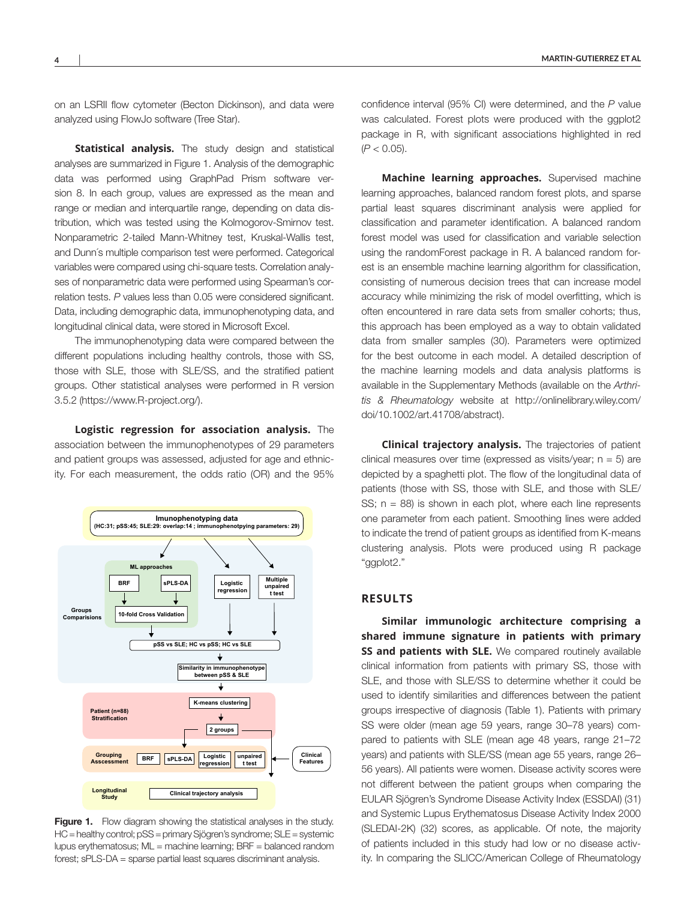on an LSRII flow cytometer (Becton Dickinson), and data were analyzed using FlowJo software (Tree Star).

**Statistical analysis.** The study design and statistical analyses are summarized in Figure 1. Analysis of the demographic data was performed using GraphPad Prism software version 8. In each group, values are expressed as the mean and range or median and interquartile range, depending on data distribution, which was tested using the Kolmogorov-Smirnov test. Nonparametric 2-tailed Mann-Whitney test, Kruskal-Wallis test, and Dunn´s multiple comparison test were performed. Categorical variables were compared using chi-square tests. Correlation analyses of nonparametric data were performed using Spearman's correlation tests. *P* values less than 0.05 were considered significant. Data, including demographic data, immunophenotyping data, and longitudinal clinical data, were stored in Microsoft Excel.

The immunophenotyping data were compared between the different populations including healthy controls, those with SS, those with SLE, those with SLE/SS, and the stratified patient groups. Other statistical analyses were performed in R version 3.5.2 (https://www.R-project.org/).

**Logistic regression for association analysis.** The association between the immunophenotypes of 29 parameters and patient groups was assessed, adjusted for age and ethnicity. For each measurement, the odds ratio (OR) and the 95% confidence interval (95% CI) were determined, and the *P* value was calculated. Forest plots were produced with the ggplot2 package in R, with significant associations highlighted in red ($P < 0.05$).

**Figure 1.** Flow diagram showing the statistical analyses in the study. HC = healthy control; pSS = primary Sjögren's syndrome; SLE = systemic lupus erythematosus; ML = machine learning; BRF = balanced random forest; sPLS-DA = sparse partial least squares discriminant analysis.

**Machine learning approaches.** Supervised machine learning approaches, balanced random forest plots, and sparse partial least squares discriminant analysis were applied for classification and parameter identification. A balanced random forest model was used for classification and variable selection using the randomForest package in R. A balanced random forest is an ensemble machine learning algorithm for classification, consisting of numerous decision trees that can increase model accuracy while minimizing the risk of model overfitting, which is often encountered in rare data sets from smaller cohorts; thus, this approach has been employed as a way to obtain validated data from smaller samples (30). Parameters were optimized for the best outcome in each model. A detailed description of the machine learning models and data analysis platforms is available in the Supplementary Methods (available on the *Arthritis & Rheumatology* website at http://onlinelibrary.wiley.com/doi/10.1002/art.41708/abstract).

**Clinical trajectory analysis.** The trajectories of patient clinical measures over time (expressed as visits/year; n = 5) are depicted by a spaghetti plot. The flow of the longitudinal data of patients (those with SS, those with SLE, and those with SLE/SS; n = 88) is shown in each plot, where each line represents one parameter from each patient. Smoothing lines were added to indicate the trend of patient groups as identified from K-means clustering analysis. Plots were produced using R package "ggplot2."

## RESULTS

**Similar immunologic architecture comprising a shared immune signature in patients with primary SS and patients with SLE.** We compared routinely available clinical information from patients with primary SS, those with SLE, and those with SLE/SS to determine whether it could be used to identify similarities and differences between the patient groups irrespective of diagnosis (Table 1). Patients with primary SS were older (mean age 59 years, range 30–78 years) compared to patients with SLE (mean age 48 years, range 21–72 years) and patients with SLE/SS (mean age 55 years, range 26–56 years). All patients were women. Disease activity scores were not different between the patient groups when comparing the EULAR Sjögren's Syndrome Disease Activity Index (ESSDAI) (31) and Systemic Lupus Erythematosus Disease Activity Index 2000 (SLEDAI-2K) (32) scores, as applicable. Of note, the majority of patients included in this study had low or no disease activity. In comparing the SLICC/American College of Rheumatology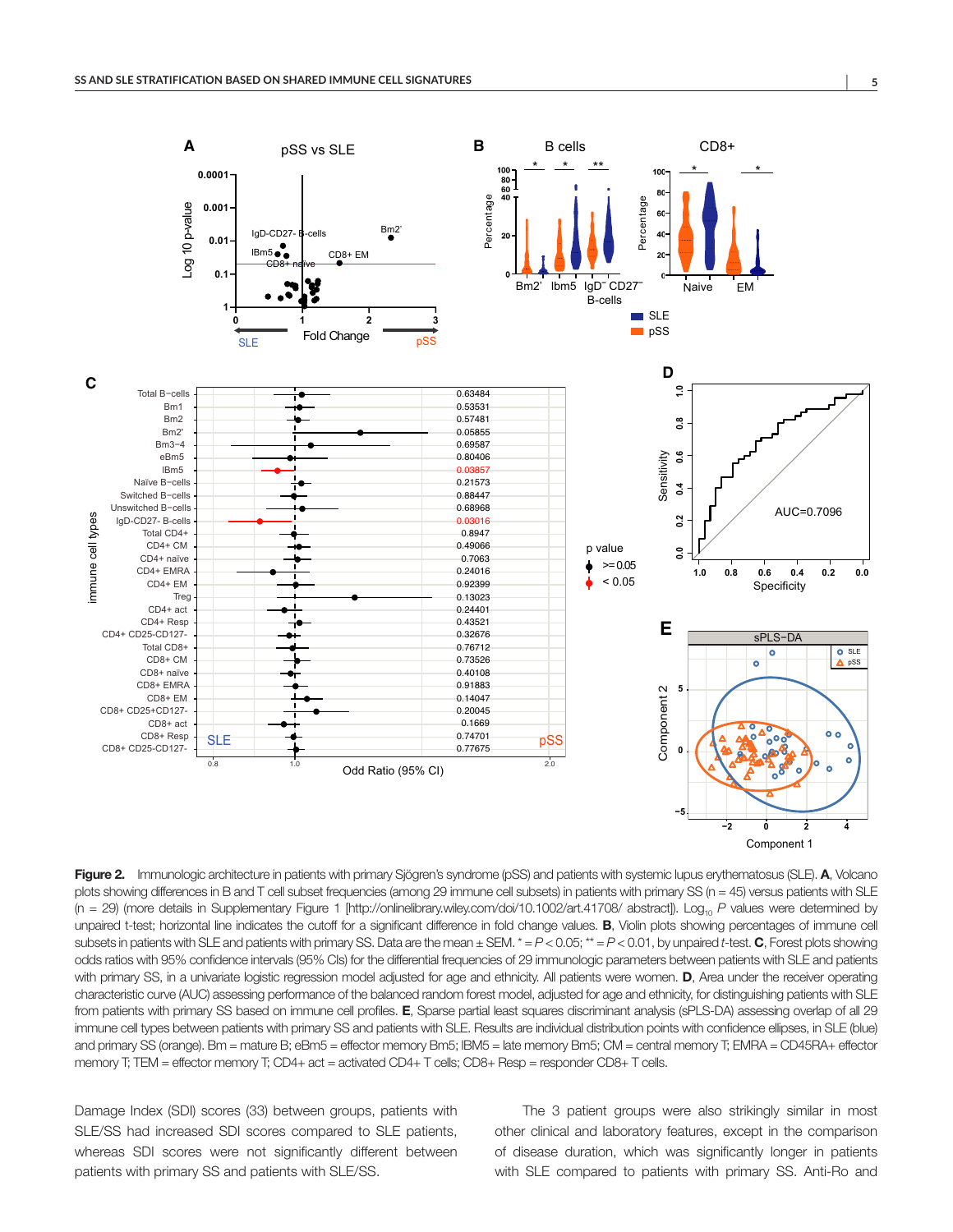**Figure 2.** Immunologic architecture in patients with primary Sjögren's syndrome (pSS) and patients with systemic lupus erythematosus (SLE). **A**, Volcano plots showing differences in B and T cell subset frequencies (among 29 immune cell subsets) in patients with primary SS (n = 45) versus patients with SLE (n = 29) (more details in Supplementary Figure 1 [http://onlinelibrary.wiley.com/doi/10.1002/art.41708/ abstract]). $\text{Log}_{10}$ *P* values were determined by unpaired t-test; horizontal line indicates the cutoff for a significant difference in fold change values. **B**, Violin plots showing percentages of immune cell subsets in patients with SLE and patients with primary SS. Data are the mean ± SEM. * = $P < 0.05$; ** = $P < 0.01$, by unpaired *t*-test. **C**, Forest plots showing odds ratios with 95% confidence intervals (95% CIs) for the differential frequencies of 29 immunologic parameters between patients with SLE and patients with primary SS, in a univariate logistic regression model adjusted for age and ethnicity. All patients were women. **D**, Area under the receiver operating characteristic curve (AUC) assessing performance of the balanced random forest model, adjusted for age and ethnicity, for distinguishing patients with SLE from patients with primary SS based on immune cell profiles. **E**, Sparse partial least squares discriminant analysis (sPLS-DA) assessing overlap of all 29 immune cell types between patients with primary SS and patients with SLE. Results are individual distribution points with confidence ellipses, in SLE (blue) and primary SS (orange). Bm = mature B; eBm5 = effector memory Bm5; lBM5 = late memory Bm5; CM = central memory T; EMRA = CD45RA+ effector memory T; TEM = effector memory T; CD4+ act = activated CD4+ T cells; CD8+ Resp = responder CD8+ T cells.

Damage Index (SDI) scores (33) between groups, patients with SLE/SS had increased SDI scores compared to SLE patients, whereas SDI scores were not significantly different between patients with primary SS and patients with SLE/SS.

The 3 patient groups were also strikingly similar in most other clinical and laboratory features, except in the comparison of disease duration, which was significantly longer in patients with SLE compared to patients with primary SS. Anti-Ro and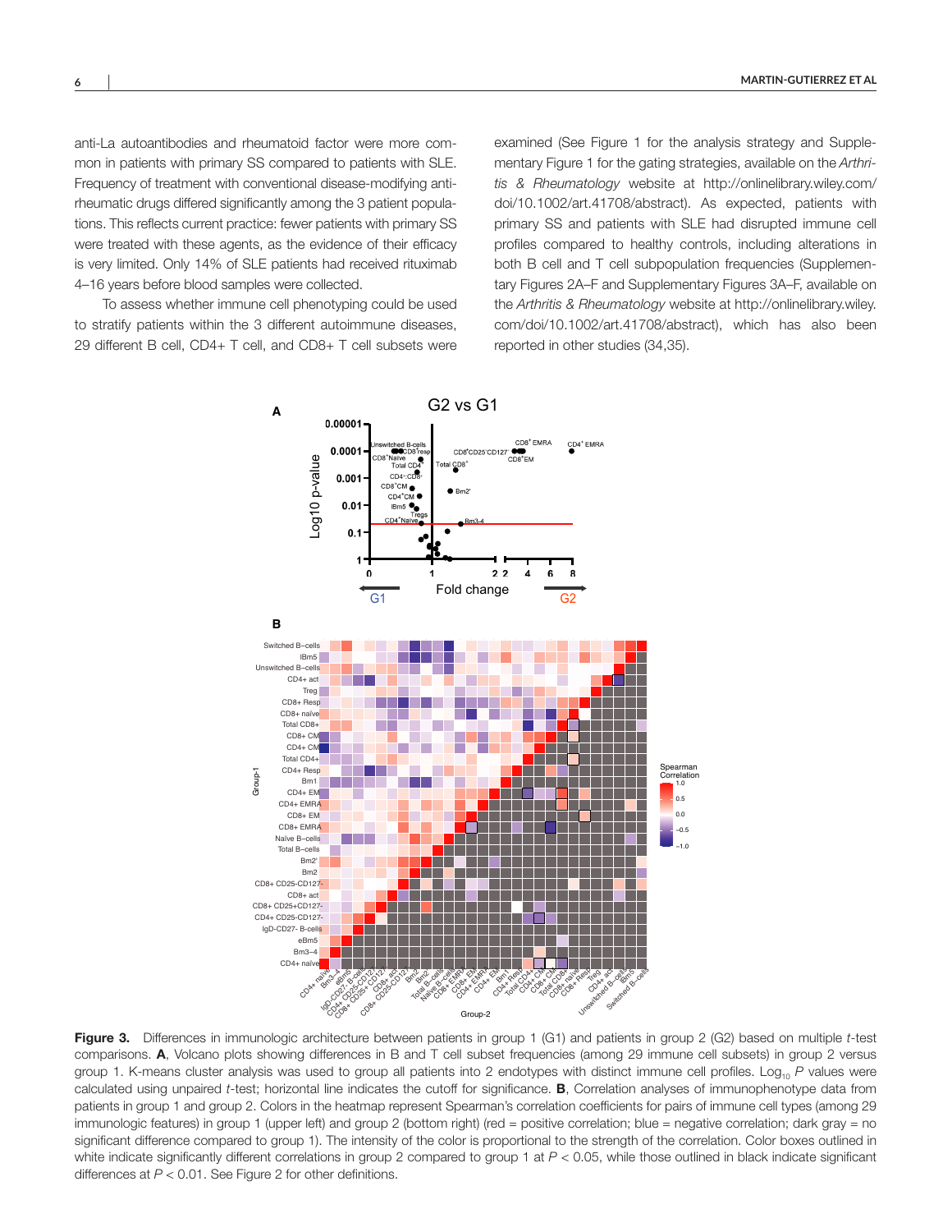anti-La autoantibodies and rheumatoid factor were more common in patients with primary SS compared to patients with SLE. Frequency of treatment with conventional disease-modifying antirheumatic drugs differed significantly among the 3 patient populations. This reflects current practice: fewer patients with primary SS were treated with these agents, as the evidence of their efficacy is very limited. Only 14% of SLE patients had received rituximab 4–16 years before blood samples were collected.

To assess whether immune cell phenotyping could be used to stratify patients within the 3 different autoimmune diseases, 29 different B cell, CD4+ T cell, and CD8+ T cell subsets were examined (See Figure 1 for the analysis strategy and Supplementary Figure 1 for the gating strategies, available on the *Arthritis & Rheumatology* website at http://onlinelibrary.wiley.com/doi/10.1002/art.41708/abstract). As expected, patients with primary SS and patients with SLE had disrupted immune cell profiles compared to healthy controls, including alterations in both B cell and T cell subpopulation frequencies (Supplementary Figures 2A–F and Supplementary Figures 3A–F, available on the *Arthritis & Rheumatology* website at http://onlinelibrary.wiley.com/doi/10.1002/art.41708/abstract), which has also been reported in other studies (34,35).

**Figure 3.** Differences in immunologic architecture between patients in group 1 (G1) and patients in group 2 (G2) based on multiple *t*-test comparisons. **A**, Volcano plots showing differences in B and T cell subset frequencies (among 29 immune cell subsets) in group 2 versus group 1. K-means cluster analysis was used to group all patients into 2 endotypes with distinct immune cell profiles. $\text{Log}_{10}$ *P* values were calculated using unpaired *t*-test; horizontal line indicates the cutoff for significance. **B**, Correlation analyses of immunophenotype data from patients in group 1 and group 2. Colors in the heatmap represent Spearman's correlation coefficients for pairs of immune cell types (among 29 immunologic features) in group 1 (upper left) and group 2 (bottom right) (red = positive correlation; blue = negative correlation; dark gray = no significant difference compared to group 1). The intensity of the color is proportional to the strength of the correlation. Color boxes outlined in white indicate significantly different correlations in group 2 compared to group 1 at $P < 0.05$, while those outlined in black indicate significant differences at $P < 0.01$. See Figure 2 for other definitions.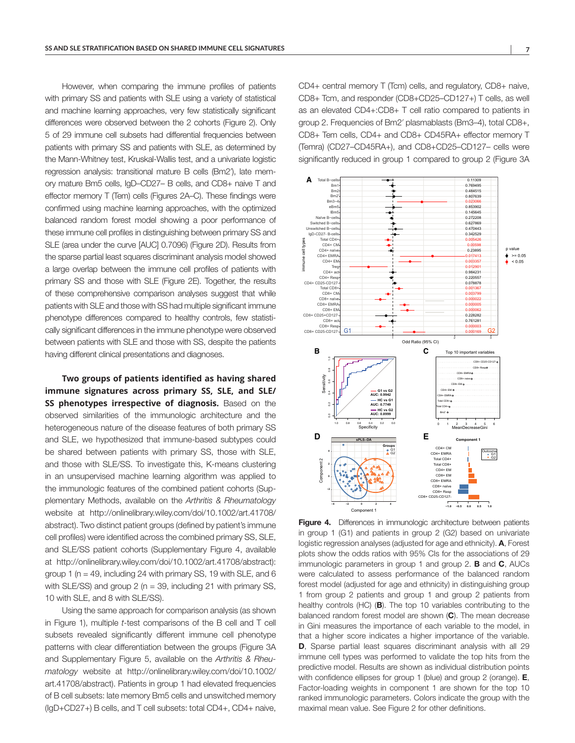However, when comparing the immune profiles of patients with primary SS and patients with SLE using a variety of statistical and machine learning approaches, very few statistically significant differences were observed between the 2 cohorts (Figure 2). Only 5 of 29 immune cell subsets had differential frequencies between patients with primary SS and patients with SLE, as determined by the Mann-Whitney test, Kruskal-Wallis test, and a univariate logistic regression analysis: transitional mature B cells (Bm2′), late memory mature Bm5 cells, IgD–CD27– B cells, and CD8+ naive T and effector memory T (Tem) cells (Figures 2A–C). These findings were confirmed using machine learning approaches, with the optimized balanced random forest model showing a poor performance of these immune cell profiles in distinguishing between primary SS and SLE (area under the curve [AUC] 0.7096) (Figure 2D). Results from the sparse partial least squares discriminant analysis model showed a large overlap between the immune cell profiles of patients with primary SS and those with SLE (Figure 2E). Together, the results of these comprehensive comparison analyses suggest that while patients with SLE and those with SS had multiple significant immune phenotype differences compared to healthy controls, few statistically significant differences in the immune phenotype were observed between patients with SLE and those with SS, despite the patients having different clinical presentations and diagnoses.

**Two groups of patients identified as having shared immune signatures across primary SS, SLE, and SLE/SS phenotypes irrespective of diagnosis.** Based on the observed similarities of the immunologic architecture and the heterogeneous nature of the disease features of both primary SS and SLE, we hypothesized that immune-based subtypes could be shared between patients with primary SS, those with SLE, and those with SLE/SS. To investigate this, K-means clustering in an unsupervised machine learning algorithm was applied to the immunologic features of the combined patient cohorts (Supplementary Methods, available on the *Arthritis & Rheumatology* website at http://onlinelibrary.wiley.com/doi/10.1002/art.41708/abstract). Two distinct patient groups (defined by patient's immune cell profiles) were identified across the combined primary SS, SLE, and SLE/SS patient cohorts (Supplementary Figure 4, available at http://onlinelibrary.wiley.com/doi/10.1002/art.41708/abstract): group 1 (n = 49, including 24 with primary SS, 19 with SLE, and 6 with SLE/SS) and group 2 (n = 39, including 21 with primary SS, 10 with SLE, and 8 with SLE/SS).

Using the same approach for comparison analysis (as shown in Figure 1), multiple *t*-test comparisons of the B cell and T cell subsets revealed significantly different immune cell phenotype patterns with clear differentiation between the groups (Figure 3A and Supplementary Figure 5, available on the *Arthritis & Rheumatology* website at http://onlinelibrary.wiley.com/doi/10.1002/art.41708/abstract). Patients in group 1 had elevated frequencies of B cell subsets: late memory Bm5 cells and unswitched memory (IgD+CD27+) B cells, and T cell subsets: total CD4+, CD4+ naive, CD4+ central memory T (Tcm) cells, and regulatory, CD8+ naive, CD8+ Tcm, and responder (CD8+CD25–CD127+) T cells, as well as an elevated CD4+:CD8+ T cell ratio compared to patients in group 2. Frequencies of Bm2′ plasmablasts (Bm3–4), total CD8+, CD8+ Tem cells, CD4+ and CD8+ CD45RA+ effector memory T (Temra) (CD27–CD45RA+), and CD8+CD25–CD127– cells were significantly reduced in group 1 compared to group 2 (Figure 3A

**Figure 4.** Differences in immunologic architecture between patients in group 1 (G1) and patients in group 2 (G2) based on univariate logistic regression analyses (adjusted for age and ethnicity). **A**, Forest plots show the odds ratios with 95% CIs for the associations of 29 immunologic parameters in group 1 and group 2. **B** and **C**, AUCs were calculated to assess performance of the balanced random forest model (adjusted for age and ethnicity) in distinguishing group 1 from group 2 patients and group 1 and group 2 patients from healthy controls (HC) (**B**). The top 10 variables contributing to the balanced random forest model are shown (**C**). The mean decrease in Gini measures the importance of each variable to the model, in that a higher score indicates a higher importance of the variable. **D**, Sparse partial least squares discriminant analysis with all 29 immune cell types was performed to validate the top hits from the predictive model. Results are shown as individual distribution points with confidence ellipses for group 1 (blue) and group 2 (orange). **E**, Factor-loading weights in component 1 are shown for the top 10 ranked immunologic parameters. Colors indicate the group with the maximal mean value. See Figure 2 for other definitions.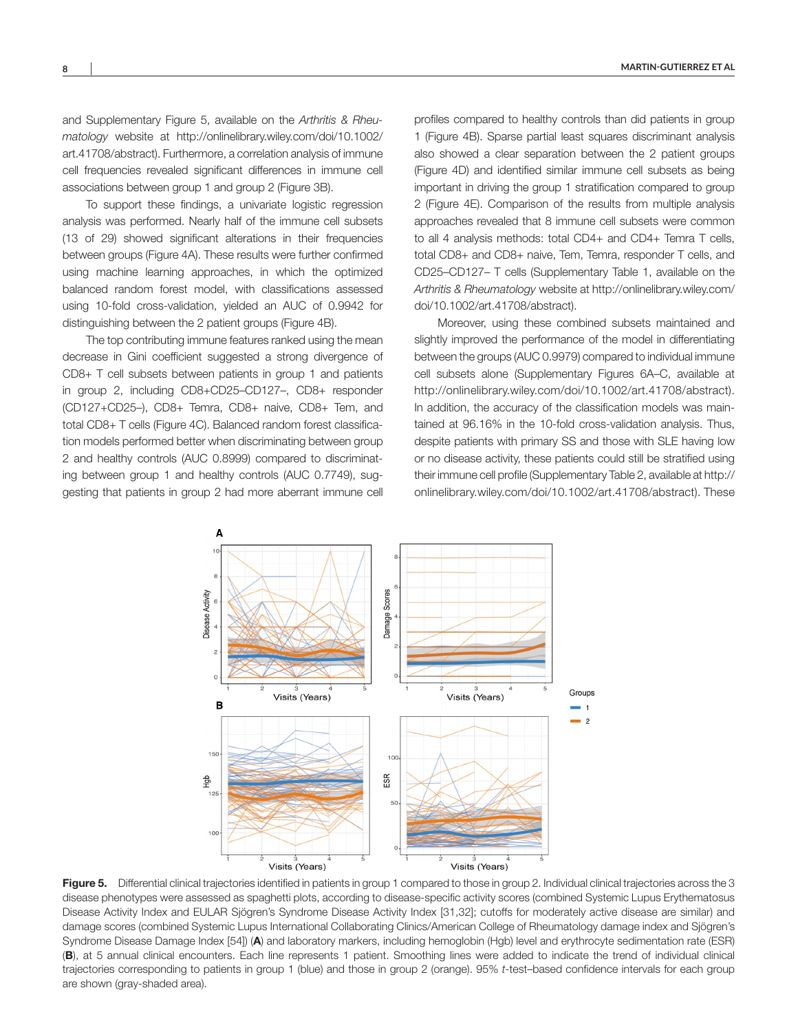and Supplementary Figure 5, available on the *Arthritis & Rheumatology* website at http://onlinelibrary.wiley.com/doi/10.1002/art.41708/abstract). Furthermore, a correlation analysis of immune cell frequencies revealed significant differences in immune cell associations between group 1 and group 2 (Figure 3B).

To support these findings, a univariate logistic regression analysis was performed. Nearly half of the immune cell subsets (13 of 29) showed significant alterations in their frequencies between groups (Figure 4A). These results were further confirmed using machine learning approaches, in which the optimized balanced random forest model, with classifications assessed using 10-fold cross-validation, yielded an AUC of 0.9942 for distinguishing between the 2 patient groups (Figure 4B).

The top contributing immune features ranked using the mean decrease in Gini coefficient suggested a strong divergence of CD8+ T cell subsets between patients in group 1 and patients in group 2, including CD8+CD25–CD127–, CD8+ responder (CD127+CD25–), CD8+ Temra, CD8+ naive, CD8+ Tem, and total CD8+ T cells (Figure 4C). Balanced random forest classification models performed better when discriminating between group 2 and healthy controls (AUC 0.8999) compared to discriminating between group 1 and healthy controls (AUC 0.7749), suggesting that patients in group 2 had more aberrant immune cell profiles compared to healthy controls than did patients in group 1 (Figure 4B). Sparse partial least squares discriminant analysis also showed a clear separation between the 2 patient groups (Figure 4D) and identified similar immune cell subsets as being important in driving the group 1 stratification compared to group 2 (Figure 4E). Comparison of the results from multiple analysis approaches revealed that 8 immune cell subsets were common to all 4 analysis methods: total CD4+ and CD4+ Temra T cells, total CD8+ and CD8+ naive, Tem, Temra, responder T cells, and CD25–CD127– T cells (Supplementary Table 1, available on the *Arthritis & Rheumatology* website at http://onlinelibrary.wiley.com/doi/10.1002/art.41708/abstract).

Moreover, using these combined subsets maintained and slightly improved the performance of the model in differentiating between the groups (AUC 0.9979) compared to individual immune cell subsets alone (Supplementary Figures 6A–C, available at http://onlinelibrary.wiley.com/doi/10.1002/art.41708/abstract). In addition, the accuracy of the classification models was maintained at 96.16% in the 10-fold cross-validation analysis. Thus, despite patients with primary SS and those with SLE having low or no disease activity, these patients could still be stratified using their immune cell profile (Supplementary Table 2, available at http://onlinelibrary.wiley.com/doi/10.1002/art.41708/abstract). These

**Figure 5.** Differential clinical trajectories identified in patients in group 1 compared to those in group 2. Individual clinical trajectories across the 3 disease phenotypes were assessed as spaghetti plots, according to disease-specific activity scores (combined Systemic Lupus Erythematosus Disease Activity Index and EULAR Sjögren's Syndrome Disease Activity Index [31,32]; cutoffs for moderately active disease are similar) and damage scores (combined Systemic Lupus International Collaborating Clinics/American College of Rheumatology damage index and Sjögren's Syndrome Disease Damage Index [54]) (**A**) and laboratory markers, including hemoglobin (Hgb) level and erythrocyte sedimentation rate (ESR) (**B**), at 5 annual clinical encounters. Each line represents 1 patient. Smoothing lines were added to indicate the trend of individual clinical trajectories corresponding to patients in group 1 (blue) and those in group 2 (orange). 95% *t*-test–based confidence intervals for each group are shown (gray-shaded area).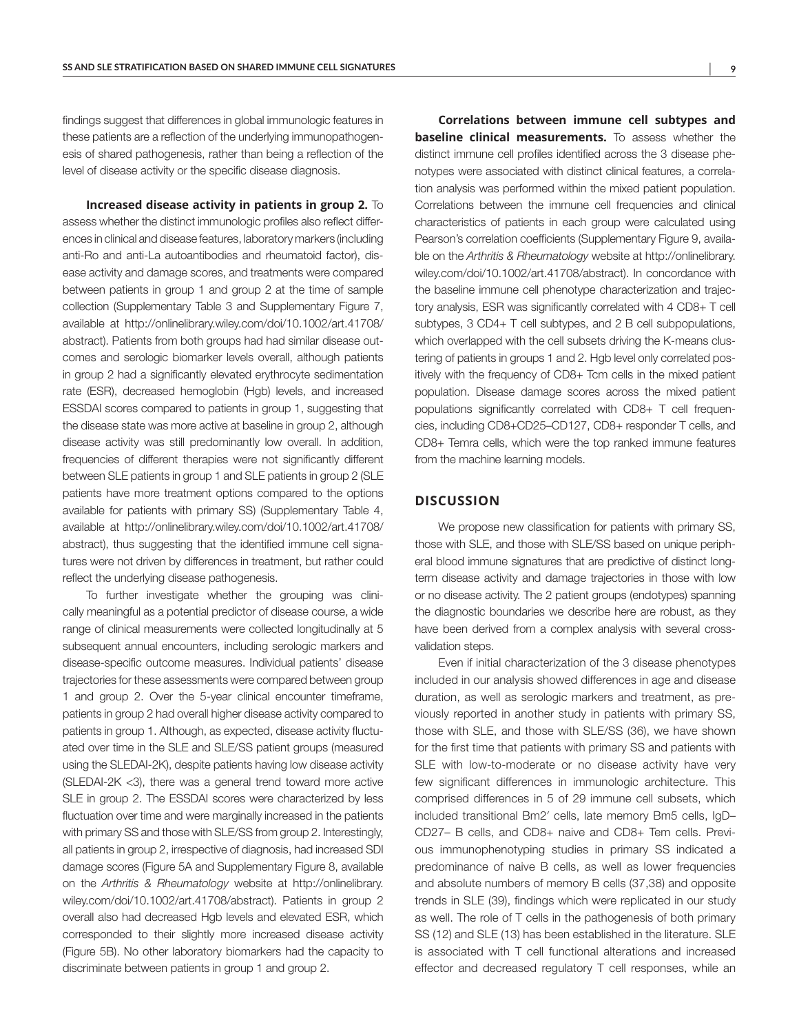findings suggest that differences in global immunologic features in these patients are a reflection of the underlying immunopathogenesis of shared pathogenesis, rather than being a reflection of the level of disease activity or the specific disease diagnosis.

**Increased disease activity in patients in group 2.** To assess whether the distinct immunologic profiles also reflect differences in clinical and disease features, laboratory markers (including anti-Ro and anti-La autoantibodies and rheumatoid factor), disease activity and damage scores, and treatments were compared between patients in group 1 and group 2 at the time of sample collection (Supplementary Table 3 and Supplementary Figure 7, available at http://onlinelibrary.wiley.com/doi/10.1002/art.41708/abstract). Patients from both groups had had similar disease outcomes and serologic biomarker levels overall, although patients in group 2 had a significantly elevated erythrocyte sedimentation rate (ESR), decreased hemoglobin (Hgb) levels, and increased ESSDAI scores compared to patients in group 1, suggesting that the disease state was more active at baseline in group 2, although disease activity was still predominantly low overall. In addition, frequencies of different therapies were not significantly different between SLE patients in group 1 and SLE patients in group 2 (SLE patients have more treatment options compared to the options available for patients with primary SS) (Supplementary Table 4, available at http://onlinelibrary.wiley.com/doi/10.1002/art.41708/abstract), thus suggesting that the identified immune cell signatures were not driven by differences in treatment, but rather could reflect the underlying disease pathogenesis.

To further investigate whether the grouping was clinically meaningful as a potential predictor of disease course, a wide range of clinical measurements were collected longitudinally at 5 subsequent annual encounters, including serologic markers and disease-specific outcome measures. Individual patients' disease trajectories for these assessments were compared between group 1 and group 2. Over the 5-year clinical encounter timeframe, patients in group 2 had overall higher disease activity compared to patients in group 1. Although, as expected, disease activity fluctuated over time in the SLE and SLE/SS patient groups (measured using the SLEDAI-2K), despite patients having low disease activity (SLEDAI-2K <3), there was a general trend toward more active SLE in group 2. The ESSDAI scores were characterized by less fluctuation over time and were marginally increased in the patients with primary SS and those with SLE/SS from group 2. Interestingly, all patients in group 2, irrespective of diagnosis, had increased SDI damage scores (Figure 5A and Supplementary Figure 8, available on the *Arthritis & Rheumatology* website at http://onlinelibrary.wiley.com/doi/10.1002/art.41708/abstract). Patients in group 2 overall also had decreased Hgb levels and elevated ESR, which corresponded to their slightly more increased disease activity (Figure 5B). No other laboratory biomarkers had the capacity to discriminate between patients in group 1 and group 2.

**Correlations between immune cell subtypes and baseline clinical measurements.** To assess whether the distinct immune cell profiles identified across the 3 disease phenotypes were associated with distinct clinical features, a correlation analysis was performed within the mixed patient population. Correlations between the immune cell frequencies and clinical characteristics of patients in each group were calculated using Pearson's correlation coefficients (Supplementary Figure 9, available on the *Arthritis & Rheumatology* website at http://onlinelibrary.wiley.com/doi/10.1002/art.41708/abstract). In concordance with the baseline immune cell phenotype characterization and trajectory analysis, ESR was significantly correlated with 4 CD8+ T cell subtypes, 3 CD4+ T cell subtypes, and 2 B cell subpopulations, which overlapped with the cell subsets driving the K-means clustering of patients in groups 1 and 2. Hgb level only correlated positively with the frequency of CD8+ Tcm cells in the mixed patient population. Disease damage scores across the mixed patient populations significantly correlated with CD8+ T cell frequencies, including CD8+CD25–CD127, CD8+ responder T cells, and CD8+ Temra cells, which were the top ranked immune features from the machine learning models.

## DISCUSSION

We propose new classification for patients with primary SS, those with SLE, and those with SLE/SS based on unique peripheral blood immune signatures that are predictive of distinct long-term disease activity and damage trajectories in those with low or no disease activity. The 2 patient groups (endotypes) spanning the diagnostic boundaries we describe here are robust, as they have been derived from a complex analysis with several cross-validation steps.

Even if initial characterization of the 3 disease phenotypes included in our analysis showed differences in age and disease duration, as well as serologic markers and treatment, as previously reported in another study in patients with primary SS, those with SLE, and those with SLE/SS (36), we have shown for the first time that patients with primary SS and patients with SLE with low-to-moderate or no disease activity have very few significant differences in immunologic architecture. This comprised differences in 5 of 29 immune cell subsets, which included transitional Bm2′ cells, late memory Bm5 cells, IgD–CD27– B cells, and CD8+ naive and CD8+ Tem cells. Previous immunophenotyping studies in primary SS indicated a predominance of naive B cells, as well as lower frequencies and absolute numbers of memory B cells (37,38) and opposite trends in SLE (39), findings which were replicated in our study as well. The role of T cells in the pathogenesis of both primary SS (12) and SLE (13) has been established in the literature. SLE is associated with T cell functional alterations and increased effector and decreased regulatory T cell responses, while an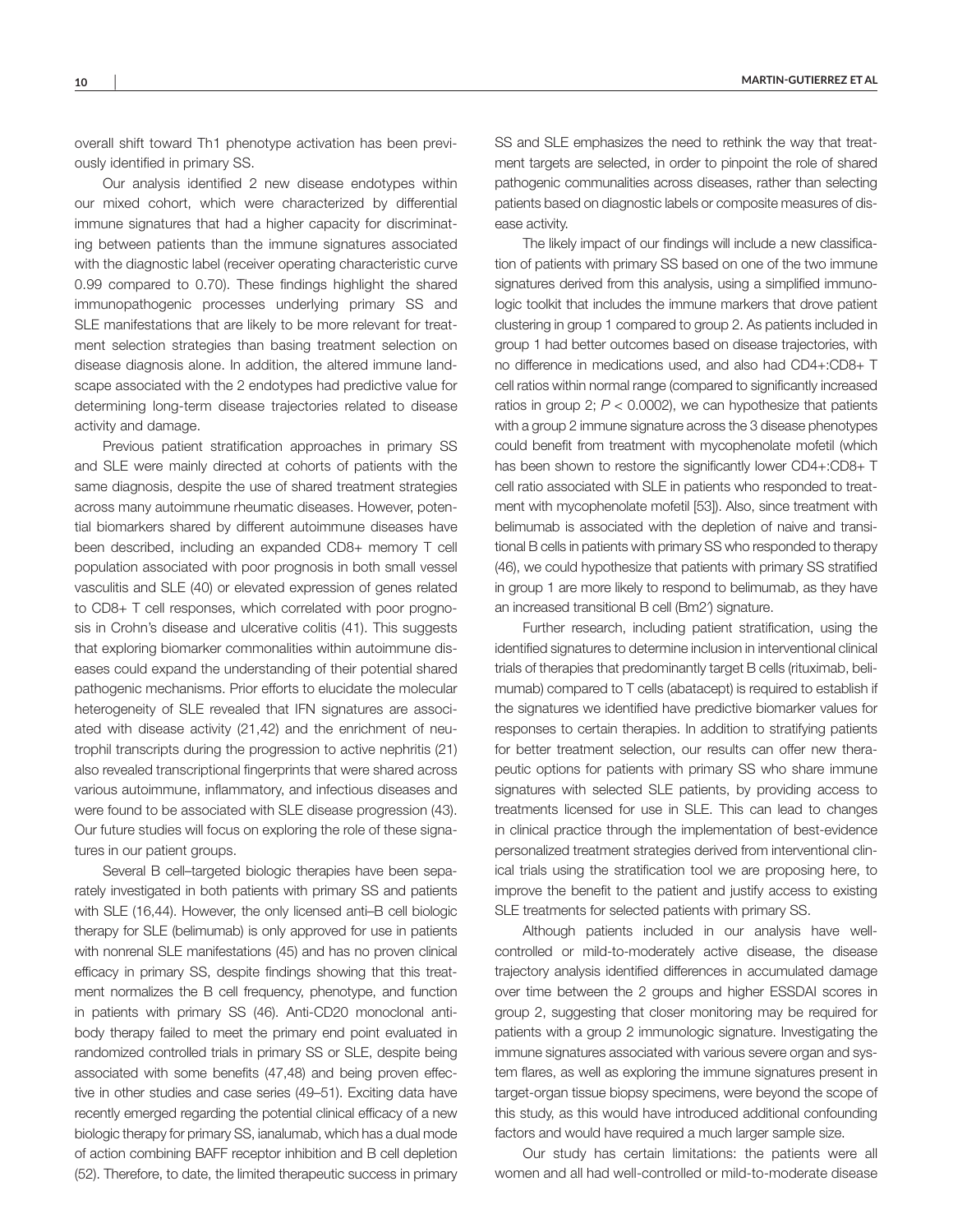overall shift toward Th1 phenotype activation has been previously identified in primary SS.

Our analysis identified 2 new disease endotypes within our mixed cohort, which were characterized by differential immune signatures that had a higher capacity for discriminating between patients than the immune signatures associated with the diagnostic label (receiver operating characteristic curve 0.99 compared to 0.70). These findings highlight the shared immunopathogenic processes underlying primary SS and SLE manifestations that are likely to be more relevant for treatment selection strategies than basing treatment selection on disease diagnosis alone. In addition, the altered immune landscape associated with the 2 endotypes had predictive value for determining long-term disease trajectories related to disease activity and damage.

Previous patient stratification approaches in primary SS and SLE were mainly directed at cohorts of patients with the same diagnosis, despite the use of shared treatment strategies across many autoimmune rheumatic diseases. However, potential biomarkers shared by different autoimmune diseases have been described, including an expanded CD8+ memory T cell population associated with poor prognosis in both small vessel vasculitis and SLE (40) or elevated expression of genes related to CD8+ T cell responses, which correlated with poor prognosis in Crohn's disease and ulcerative colitis (41). This suggests that exploring biomarker commonalities within autoimmune diseases could expand the understanding of their potential shared pathogenic mechanisms. Prior efforts to elucidate the molecular heterogeneity of SLE revealed that IFN signatures are associated with disease activity (21,42) and the enrichment of neutrophil transcripts during the progression to active nephritis (21) also revealed transcriptional fingerprints that were shared across various autoimmune, inflammatory, and infectious diseases and were found to be associated with SLE disease progression (43). Our future studies will focus on exploring the role of these signatures in our patient groups.

Several B cell–targeted biologic therapies have been separately investigated in both patients with primary SS and patients with SLE (16,44). However, the only licensed anti–B cell biologic therapy for SLE (belimumab) is only approved for use in patients with nonrenal SLE manifestations (45) and has no proven clinical efficacy in primary SS, despite findings showing that this treatment normalizes the B cell frequency, phenotype, and function in patients with primary SS (46). Anti-CD20 monoclonal antibody therapy failed to meet the primary end point evaluated in randomized controlled trials in primary SS or SLE, despite being associated with some benefits (47,48) and being proven effective in other studies and case series (49–51). Exciting data have recently emerged regarding the potential clinical efficacy of a new biologic therapy for primary SS, ianalumab, which has a dual mode of action combining BAFF receptor inhibition and B cell depletion (52). Therefore, to date, the limited therapeutic success in primary SS and SLE emphasizes the need to rethink the way that treatment targets are selected, in order to pinpoint the role of shared pathogenic communalities across diseases, rather than selecting patients based on diagnostic labels or composite measures of disease activity.

The likely impact of our findings will include a new classification of patients with primary SS based on one of the two immune signatures derived from this analysis, using a simplified immunologic toolkit that includes the immune markers that drove patient clustering in group 1 compared to group 2. As patients included in group 1 had better outcomes based on disease trajectories, with no difference in medications used, and also had CD4+:CD8+ T cell ratios within normal range (compared to significantly increased ratios in group 2; $P < 0.0002$), we can hypothesize that patients with a group 2 immune signature across the 3 disease phenotypes could benefit from treatment with mycophenolate mofetil (which has been shown to restore the significantly lower CD4+:CD8+ T cell ratio associated with SLE in patients who responded to treatment with mycophenolate mofetil [53]). Also, since treatment with belimumab is associated with the depletion of naive and transitional B cells in patients with primary SS who responded to therapy (46), we could hypothesize that patients with primary SS stratified in group 1 are more likely to respond to belimumab, as they have an increased transitional B cell (Bm2′) signature.

Further research, including patient stratification, using the identified signatures to determine inclusion in interventional clinical trials of therapies that predominantly target B cells (rituximab, belimumab) compared to T cells (abatacept) is required to establish if the signatures we identified have predictive biomarker values for responses to certain therapies. In addition to stratifying patients for better treatment selection, our results can offer new therapeutic options for patients with primary SS who share immune signatures with selected SLE patients, by providing access to treatments licensed for use in SLE. This can lead to changes in clinical practice through the implementation of best-evidence personalized treatment strategies derived from interventional clinical trials using the stratification tool we are proposing here, to improve the benefit to the patient and justify access to existing SLE treatments for selected patients with primary SS.

Although patients included in our analysis have well-controlled or mild-to-moderately active disease, the disease trajectory analysis identified differences in accumulated damage over time between the 2 groups and higher ESSDAI scores in group 2, suggesting that closer monitoring may be required for patients with a group 2 immunologic signature. Investigating the immune signatures associated with various severe organ and system flares, as well as exploring the immune signatures present in target-organ tissue biopsy specimens, were beyond the scope of this study, as this would have introduced additional confounding factors and would have required a much larger sample size.

Our study has certain limitations: the patients were all women and all had well-controlled or mild-to-moderate disease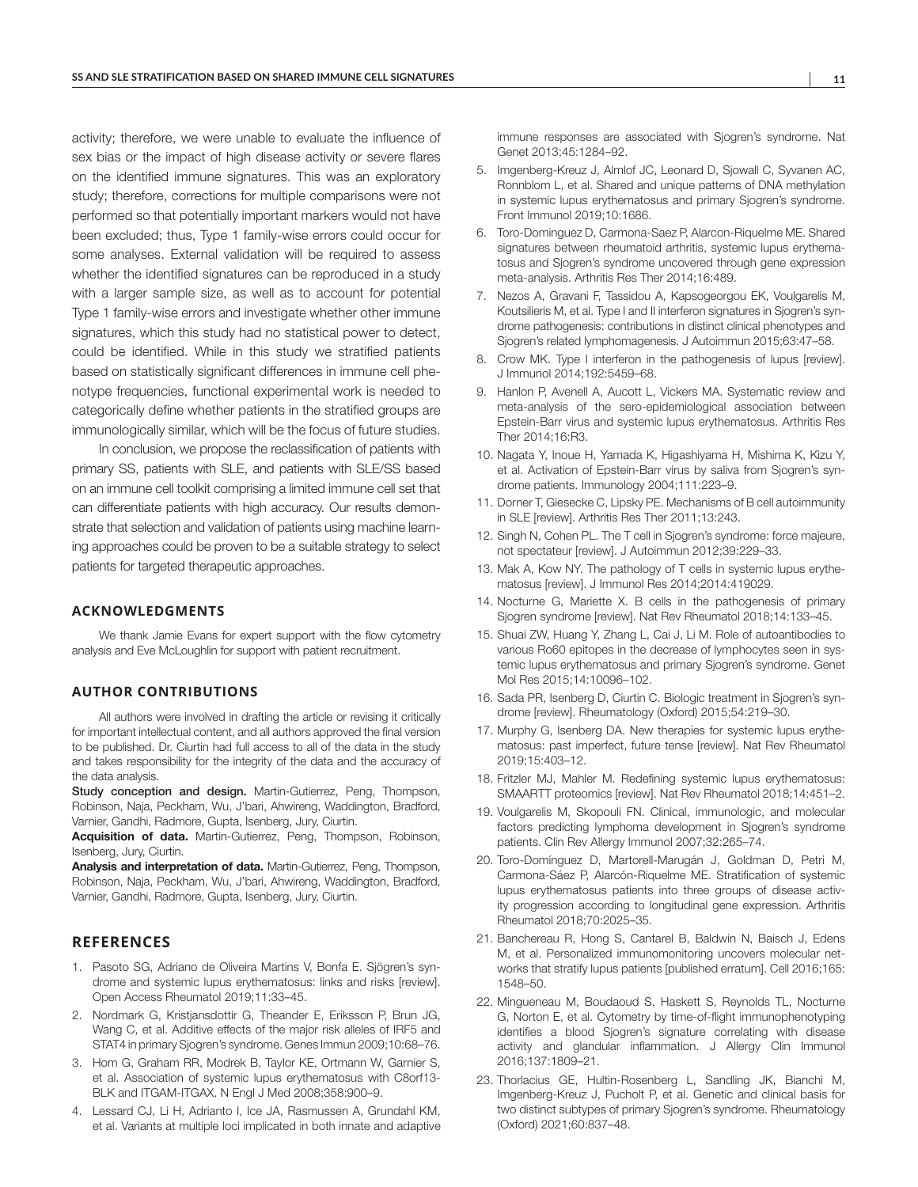activity; therefore, we were unable to evaluate the influence of sex bias or the impact of high disease activity or severe flares on the identified immune signatures. This was an exploratory study; therefore, corrections for multiple comparisons were not performed so that potentially important markers would not have been excluded; thus, Type 1 family-wise errors could occur for some analyses. External validation will be required to assess whether the identified signatures can be reproduced in a study with a larger sample size, as well as to account for potential Type 1 family-wise errors and investigate whether other immune signatures, which this study had no statistical power to detect, could be identified. While in this study we stratified patients based on statistically significant differences in immune cell phenotype frequencies, functional experimental work is needed to categorically define whether patients in the stratified groups are immunologically similar, which will be the focus of future studies.

In conclusion, we propose the reclassification of patients with primary SS, patients with SLE, and patients with SLE/SS based on an immune cell toolkit comprising a limited immune cell set that can differentiate patients with high accuracy. Our results demonstrate that selection and validation of patients using machine learning approaches could be proven to be a suitable strategy to select patients for targeted therapeutic approaches.

## ACKNOWLEDGMENTS

We thank Jamie Evans for expert support with the flow cytometry analysis and Eve McLoughlin for support with patient recruitment.

## AUTHOR CONTRIBUTIONS

All authors were involved in drafting the article or revising it critically for important intellectual content, and all authors approved the final version to be published. Dr. Ciurtin had full access to all of the data in the study and takes responsibility for the integrity of the data and the accuracy of the data analysis.

**Study conception and design.** Martin-Gutierrez, Peng, Thompson, Robinson, Naja, Peckham, Wu, J'bari, Ahwireng, Waddington, Bradford, Varnier, Gandhi, Radmore, Gupta, Isenberg, Jury, Ciurtin.

**Acquisition of data.** Martin-Gutierrez, Peng, Thompson, Robinson, Isenberg, Jury, Ciurtin.

**Analysis and interpretation of data.** Martin-Gutierrez, Peng, Thompson, Robinson, Naja, Peckham, Wu, J'bari, Ahwireng, Waddington, Bradford, Varnier, Gandhi, Radmore, Gupta, Isenberg, Jury, Ciurtin.

## REFERENCES

1. Pasoto SG, Adriano de Oliveira Martins V, Bonfa E. Sjögren's syndrome and systemic lupus erythematosus: links and risks [review]. Open Access Rheumatol 2019;11:33–45.
2. Nordmark G, Kristjansdottir G, Theander E, Eriksson P, Brun JG, Wang C, et al. Additive effects of the major risk alleles of IRF5 and STAT4 in primary Sjogren's syndrome. Genes Immun 2009;10:68–76.
3. Hom G, Graham RR, Modrek B, Taylor KE, Ortmann W, Garnier S, et al. Association of systemic lupus erythematosus with C8orf13-BLK and ITGAM-ITGAX. N Engl J Med 2008;358:900–9.
4. Lessard CJ, Li H, Adrianto I, Ice JA, Rasmussen A, Grundahl KM, et al. Variants at multiple loci implicated in both innate and adaptive immune responses are associated with Sjogren's syndrome. Nat Genet 2013;45:1284–92.
5. Imgenberg-Kreuz J, Almlof JC, Leonard D, Sjowall C, Syvanen AC, Ronnblom L, et al. Shared and unique patterns of DNA methylation in systemic lupus erythematosus and primary Sjogren's syndrome. Front Immunol 2019;10:1686.
6. Toro-Dominguez D, Carmona-Saez P, Alarcon-Riquelme ME. Shared signatures between rheumatoid arthritis, systemic lupus erythematosus and Sjogren's syndrome uncovered through gene expression meta-analysis. Arthritis Res Ther 2014;16:489.
7. Nezos A, Gravani F, Tassidou A, Kapsogeorgou EK, Voulgarelis M, Koutsilieris M, et al. Type I and II interferon signatures in Sjogren's syndrome pathogenesis: contributions in distinct clinical phenotypes and Sjogren's related lymphomagenesis. J Autoimmun 2015;63:47–58.
8. Crow MK. Type I interferon in the pathogenesis of lupus [review]. J Immunol 2014;192:5459–68.
9. Hanlon P, Avenell A, Aucott L, Vickers MA. Systematic review and meta-analysis of the sero-epidemiological association between Epstein-Barr virus and systemic lupus erythematosus. Arthritis Res Ther 2014;16:R3.
10. Nagata Y, Inoue H, Yamada K, Higashiyama H, Mishima K, Kizu Y, et al. Activation of Epstein-Barr virus by saliva from Sjogren's syndrome patients. Immunology 2004;111:223–9.
11. Dorner T, Giesecke C, Lipsky PE. Mechanisms of B cell autoimmunity in SLE [review]. Arthritis Res Ther 2011;13:243.
12. Singh N, Cohen PL. The T cell in Sjogren's syndrome: force majeure, not spectateur [review]. J Autoimmun 2012;39:229–33.
13. Mak A, Kow NY. The pathology of T cells in systemic lupus erythematosus [review]. J Immunol Res 2014;2014:419029.
14. Nocturne G, Mariette X. B cells in the pathogenesis of primary Sjogren syndrome [review]. Nat Rev Rheumatol 2018;14:133–45.
15. Shuai ZW, Huang Y, Zhang L, Cai J, Li M. Role of autoantibodies to various Ro60 epitopes in the decrease of lymphocytes seen in systemic lupus erythematosus and primary Sjogren's syndrome. Genet Mol Res 2015;14:10096–102.
16. Sada PR, Isenberg D, Ciurtin C. Biologic treatment in Sjogren's syndrome [review]. Rheumatology (Oxford) 2015;54:219–30.
17. Murphy G, Isenberg DA. New therapies for systemic lupus erythematosus: past imperfect, future tense [review]. Nat Rev Rheumatol 2019;15:403–12.
18. Fritzler MJ, Mahler M. Redefining systemic lupus erythematosus: SMAARTT proteomics [review]. Nat Rev Rheumatol 2018;14:451–2.
19. Voulgarelis M, Skopouli FN. Clinical, immunologic, and molecular factors predicting lymphoma development in Sjogren's syndrome patients. Clin Rev Allergy Immunol 2007;32:265–74.
20. Toro-Domínguez D, Martorell-Marugán J, Goldman D, Petri M, Carmona-Sáez P, Alarcón-Riquelme ME. Stratification of systemic lupus erythematosus patients into three groups of disease activity progression according to longitudinal gene expression. Arthritis Rheumatol 2018;70:2025–35.
21. Banchereau R, Hong S, Cantarel B, Baldwin N, Baisch J, Edens M, et al. Personalized immunomonitoring uncovers molecular networks that stratify lupus patients [published erratum]. Cell 2016;165: 1548–50.
22. Mingueneau M, Boudaoud S, Haskett S, Reynolds TL, Nocturne G, Norton E, et al. Cytometry by time-of-flight immunophenotyping identifies a blood Sjogren's signature correlating with disease activity and glandular inflammation. J Allergy Clin Immunol 2016;137:1809–21.
23. Thorlacius GE, Hultin-Rosenberg L, Sandling JK, Bianchi M, Imgenberg-Kreuz J, Pucholt P, et al. Genetic and clinical basis for two distinct subtypes of primary Sjogren's syndrome. Rheumatology (Oxford) 2021;60:837–48.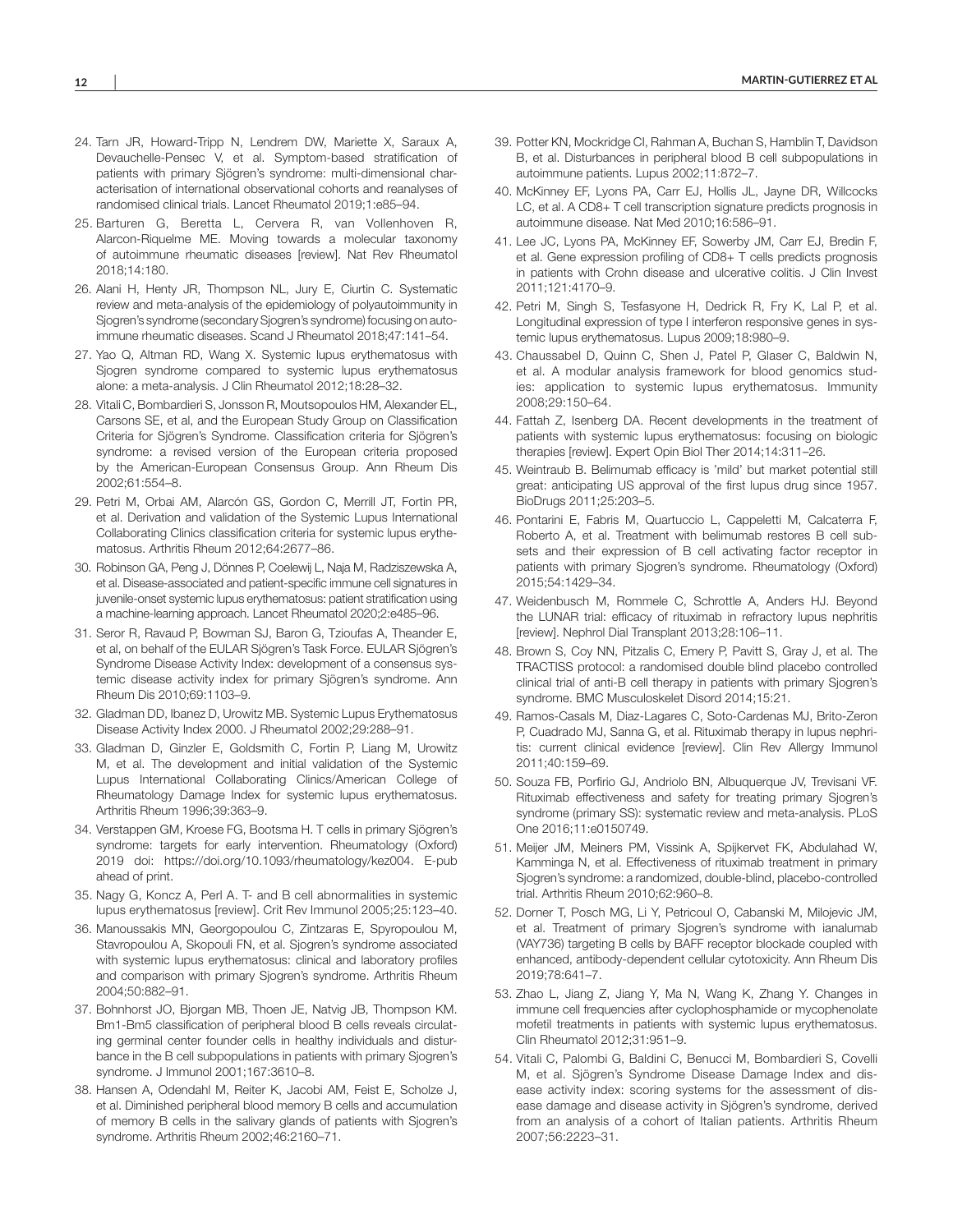24. Tarn JR, Howard-Tripp N, Lendrem DW, Mariette X, Saraux A, Devauchelle-Pensec V, et al. Symptom-based stratification of patients with primary Sjögren's syndrome: multi-dimensional characterisation of international observational cohorts and reanalyses of randomised clinical trials. Lancet Rheumatol 2019;1:e85–94.
25. Barturen G, Beretta L, Cervera R, van Vollenhoven R, Alarcon-Riquelme ME. Moving towards a molecular taxonomy of autoimmune rheumatic diseases [review]. Nat Rev Rheumatol 2018;14:180.
26. Alani H, Henty JR, Thompson NL, Jury E, Ciurtin C. Systematic review and meta-analysis of the epidemiology of polyautoimmunity in Sjogren's syndrome (secondary Sjogren's syndrome) focusing on autoimmune rheumatic diseases. Scand J Rheumatol 2018;47:141–54.
27. Yao Q, Altman RD, Wang X. Systemic lupus erythematosus with Sjogren syndrome compared to systemic lupus erythematosus alone: a meta-analysis. J Clin Rheumatol 2012;18:28–32.
28. Vitali C, Bombardieri S, Jonsson R, Moutsopoulos HM, Alexander EL, Carsons SE, et al, and the European Study Group on Classification Criteria for Sjögren's Syndrome. Classification criteria for Sjögren's syndrome: a revised version of the European criteria proposed by the American-European Consensus Group. Ann Rheum Dis 2002;61:554–8.
29. Petri M, Orbai AM, Alarcón GS, Gordon C, Merrill JT, Fortin PR, et al. Derivation and validation of the Systemic Lupus International Collaborating Clinics classification criteria for systemic lupus erythematosus. Arthritis Rheum 2012;64:2677–86.
30. Robinson GA, Peng J, Dönnes P, Coelewij L, Naja M, Radziszewska A, et al. Disease-associated and patient-specific immune cell signatures in juvenile-onset systemic lupus erythematosus: patient stratification using a machine-learning approach. Lancet Rheumatol 2020;2:e485–96.
31. Seror R, Ravaud P, Bowman SJ, Baron G, Tzioufas A, Theander E, et al, on behalf of the EULAR Sjögren's Task Force. EULAR Sjögren's Syndrome Disease Activity Index: development of a consensus systemic disease activity index for primary Sjögren's syndrome. Ann Rheum Dis 2010;69:1103–9.
32. Gladman DD, Ibanez D, Urowitz MB. Systemic Lupus Erythematosus Disease Activity Index 2000. J Rheumatol 2002;29:288–91.
33. Gladman D, Ginzler E, Goldsmith C, Fortin P, Liang M, Urowitz M, et al. The development and initial validation of the Systemic Lupus International Collaborating Clinics/American College of Rheumatology Damage Index for systemic lupus erythematosus. Arthritis Rheum 1996;39:363–9.
34. Verstappen GM, Kroese FG, Bootsma H. T cells in primary Sjögren's syndrome: targets for early intervention. Rheumatology (Oxford) 2019 doi: https://doi.org/10.1093/rheumatology/kez004. E-pub ahead of print.
35. Nagy G, Koncz A, Perl A. T- and B cell abnormalities in systemic lupus erythematosus [review]. Crit Rev Immunol 2005;25:123–40.
36. Manoussakis MN, Georgopoulou C, Zintzaras E, Spyropoulou M, Stavropoulou A, Skopouli FN, et al. Sjogren's syndrome associated with systemic lupus erythematosus: clinical and laboratory profiles and comparison with primary Sjogren's syndrome. Arthritis Rheum 2004;50:882–91.
37. Bohnhorst JO, Bjorgan MB, Thoen JE, Natvig JB, Thompson KM. Bm1-Bm5 classification of peripheral blood B cells reveals circulating germinal center founder cells in healthy individuals and disturbance in the B cell subpopulations in patients with primary Sjogren's syndrome. J Immunol 2001;167:3610–8.
38. Hansen A, Odendahl M, Reiter K, Jacobi AM, Feist E, Scholze J, et al. Diminished peripheral blood memory B cells and accumulation of memory B cells in the salivary glands of patients with Sjogren's syndrome. Arthritis Rheum 2002;46:2160–71.
39. Potter KN, Mockridge CI, Rahman A, Buchan S, Hamblin T, Davidson B, et al. Disturbances in peripheral blood B cell subpopulations in autoimmune patients. Lupus 2002;11:872–7.
40. McKinney EF, Lyons PA, Carr EJ, Hollis JL, Jayne DR, Willcocks LC, et al. A CD8+ T cell transcription signature predicts prognosis in autoimmune disease. Nat Med 2010;16:586–91.
41. Lee JC, Lyons PA, McKinney EF, Sowerby JM, Carr EJ, Bredin F, et al. Gene expression profiling of CD8+ T cells predicts prognosis in patients with Crohn disease and ulcerative colitis. J Clin Invest 2011;121:4170–9.
42. Petri M, Singh S, Tesfasyone H, Dedrick R, Fry K, Lal P, et al. Longitudinal expression of type I interferon responsive genes in systemic lupus erythematosus. Lupus 2009;18:980–9.
43. Chaussabel D, Quinn C, Shen J, Patel P, Glaser C, Baldwin N, et al. A modular analysis framework for blood genomics studies: application to systemic lupus erythematosus. Immunity 2008;29:150–64.
44. Fattah Z, Isenberg DA. Recent developments in the treatment of patients with systemic lupus erythematosus: focusing on biologic therapies [review]. Expert Opin Biol Ther 2014;14:311–26.
45. Weintraub B. Belimumab efficacy is 'mild' but market potential still great: anticipating US approval of the first lupus drug since 1957. BioDrugs 2011;25:203–5.
46. Pontarini E, Fabris M, Quartuccio L, Cappeletti M, Calcaterra F, Roberto A, et al. Treatment with belimumab restores B cell subsets and their expression of B cell activating factor receptor in patients with primary Sjogren's syndrome. Rheumatology (Oxford) 2015;54:1429–34.
47. Weidenbusch M, Rommele C, Schrottle A, Anders HJ. Beyond the LUNAR trial: efficacy of rituximab in refractory lupus nephritis [review]. Nephrol Dial Transplant 2013;28:106–11.
48. Brown S, Coy NN, Pitzalis C, Emery P, Pavitt S, Gray J, et al. The TRACTISS protocol: a randomised double blind placebo controlled clinical trial of anti-B cell therapy in patients with primary Sjogren's syndrome. BMC Musculoskelet Disord 2014;15:21.
49. Ramos-Casals M, Diaz-Lagares C, Soto-Cardenas MJ, Brito-Zeron P, Cuadrado MJ, Sanna G, et al. Rituximab therapy in lupus nephritis: current clinical evidence [review]. Clin Rev Allergy Immunol 2011;40:159–69.
50. Souza FB, Porfirio GJ, Andriolo BN, Albuquerque JV, Trevisani VF. Rituximab effectiveness and safety for treating primary Sjogren's syndrome (primary SS): systematic review and meta-analysis. PLoS One 2016;11:e0150749.
51. Meijer JM, Meiners PM, Vissink A, Spijkervet FK, Abdulahad W, Kamminga N, et al. Effectiveness of rituximab treatment in primary Sjogren's syndrome: a randomized, double-blind, placebo-controlled trial. Arthritis Rheum 2010;62:960–8.
52. Dorner T, Posch MG, Li Y, Petricoul O, Cabanski M, Milojevic JM, et al. Treatment of primary Sjogren's syndrome with ianalumab (VAY736) targeting B cells by BAFF receptor blockade coupled with enhanced, antibody-dependent cellular cytotoxicity. Ann Rheum Dis 2019;78:641–7.
53. Zhao L, Jiang Z, Jiang Y, Ma N, Wang K, Zhang Y. Changes in immune cell frequencies after cyclophosphamide or mycophenolate mofetil treatments in patients with systemic lupus erythematosus. Clin Rheumatol 2012;31:951–9.
54. Vitali C, Palombi G, Baldini C, Benucci M, Bombardieri S, Covelli M, et al. Sjögren's Syndrome Disease Damage Index and disease activity index: scoring systems for the assessment of disease damage and disease activity in Sjögren's syndrome, derived from an analysis of a cohort of Italian patients. Arthritis Rheum 2007;56:2223–31.